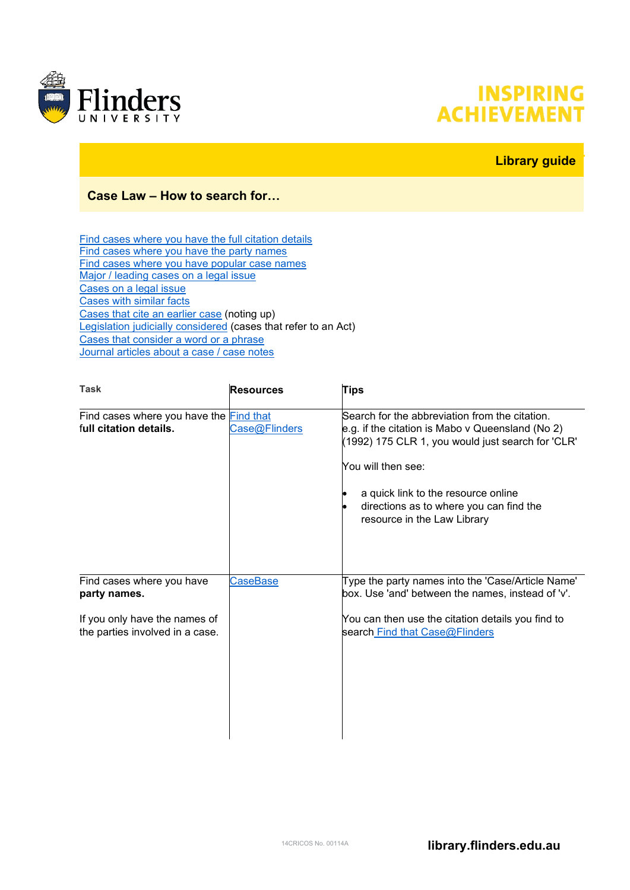INSPIRING ACHIEVEMENT

**Library guide**

## Case Law – How to search for…

- Find cases where you have the full citation details
- Find cases where you have the party names
- Find cases where you have popular case names
- Major / leading cases on a legal issue
- Cases on a legal issue
- Cases with similar facts
- Cases that cite an earlier case (noting up)
- Legislation judicially considered (cases that refer to an Act)
- Cases that consider a word or a phrase
- Journal articles about a case / case notes

| Task | Resources | Tips |
|---|---|---|
| Find cases where you have the **full citation details.** | Find that Case@Flinders | Search for the abbreviation from the citation. e.g. if the citation is Mabo v Queensland (No 2) (1992) 175 CLR 1, you would just search for 'CLR'<br><br>You will then see:<br><br>• a quick link to the resource online<br>• directions as to where you can find the resource in the Law Library |
| Find cases where you have **party names.**<br><br>If you only have the names of the parties involved in a case. | CaseBase | Type the party names into the 'Case/Article Name' box. Use 'and' between the names, instead of 'v'.<br><br>You can then use the citation details you find to search Find that Case@Flinders |

14CRICOS No. 00114A

library.flinders.edu.au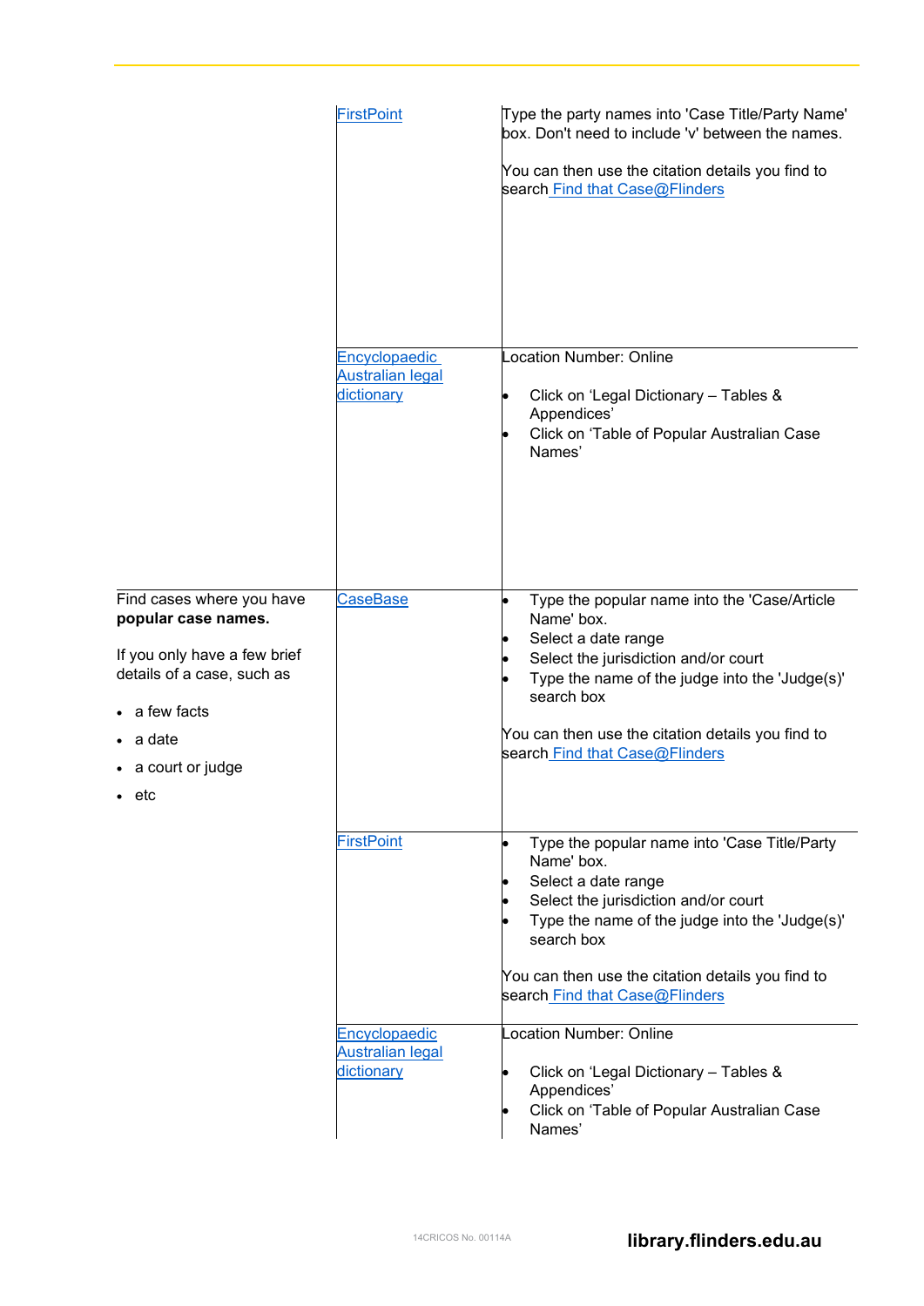| | | |
|---|---|---|
| | FirstPoint | Type the party names into 'Case Title/Party Name' box. Don't need to include 'v' between the names.<br><br>You can then use the citation details you find to search Find that Case@Flinders |
| | Encyclopaedic Australian legal dictionary | Location Number: Online<br><br>• Click on 'Legal Dictionary – Tables & Appendices'<br>• Click on 'Table of Popular Australian Case Names' |
| Find cases where you have **popular case names.**<br><br>If you only have a few brief details of a case, such as<br><br>• a few facts<br>• a date<br>• a court or judge<br>• etc | CaseBase | • Type the popular name into the 'Case/Article Name' box.<br>• Select a date range<br>• Select the jurisdiction and/or court<br>• Type the name of the judge into the 'Judge(s)' search box<br><br>You can then use the citation details you find to search Find that Case@Flinders |
| | FirstPoint | • Type the popular name into 'Case Title/Party Name' box.<br>• Select a date range<br>• Select the jurisdiction and/or court<br>• Type the name of the judge into the 'Judge(s)' search box<br><br>You can then use the citation details you find to search Find that Case@Flinders |
| | Encyclopaedic Australian legal dictionary | Location Number: Online<br><br>• Click on 'Legal Dictionary – Tables & Appendices'<br>• Click on 'Table of Popular Australian Case Names' |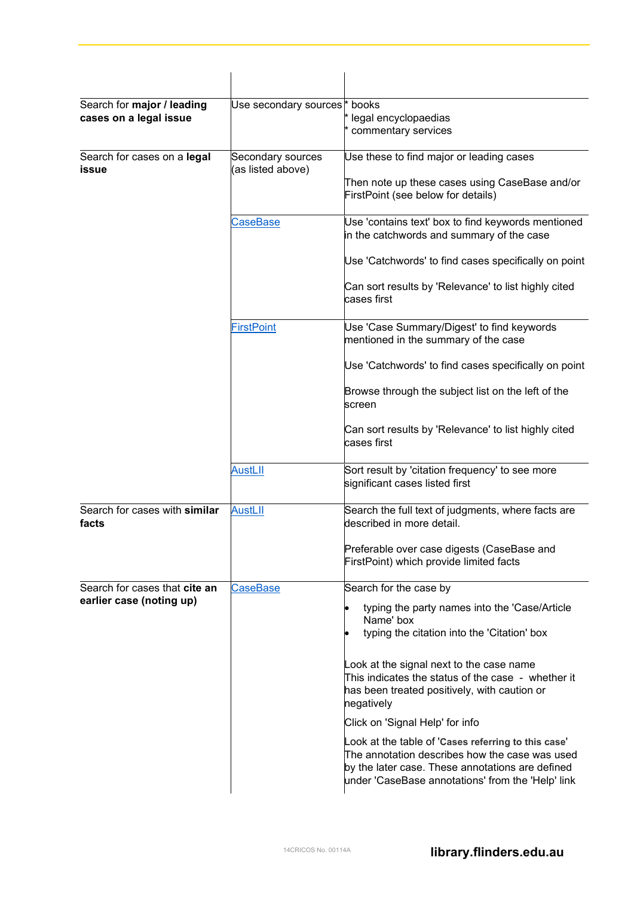| | | |
|---|---|---|
| Search for **major / leading cases on a legal issue** | Use secondary sources | * books<br>* legal encyclopaedias<br>* commentary services |
| Search for cases on a **legal issue** | Secondary sources (as listed above) | Use these to find major or leading cases<br><br>Then note up these cases using CaseBase and/or FirstPoint (see below for details) |
| | [CaseBase]() | Use 'contains text' box to find keywords mentioned in the catchwords and summary of the case<br><br>Use 'Catchwords' to find cases specifically on point<br><br>Can sort results by 'Relevance' to list highly cited cases first |
| | [FirstPoint]() | Use 'Case Summary/Digest' to find keywords mentioned in the summary of the case<br><br>Use 'Catchwords' to find cases specifically on point<br><br>Browse through the subject list on the left of the screen<br><br>Can sort results by 'Relevance' to list highly cited cases first |
| | [AustLII]() | Sort result by 'citation frequency' to see more significant cases listed first |
| Search for cases with **similar facts** | [AustLII]() | Search the full text of judgments, where facts are described in more detail.<br><br>Preferable over case digests (CaseBase and FirstPoint) which provide limited facts |
| Search for cases that **cite an earlier case (noting up)** | [CaseBase]() | Search for the case by<br>• typing the party names into the 'Case/Article Name' box<br>• typing the citation into the 'Citation' box<br><br>Look at the signal next to the case name<br>This indicates the status of the case - whether it has been treated positively, with caution or negatively<br><br>Click on 'Signal Help' for info<br><br>Look at the table of '**Cases referring to this case**'<br>The annotation describes how the case was used by the later case. These annotations are defined under 'CaseBase annotations' from the 'Help' link |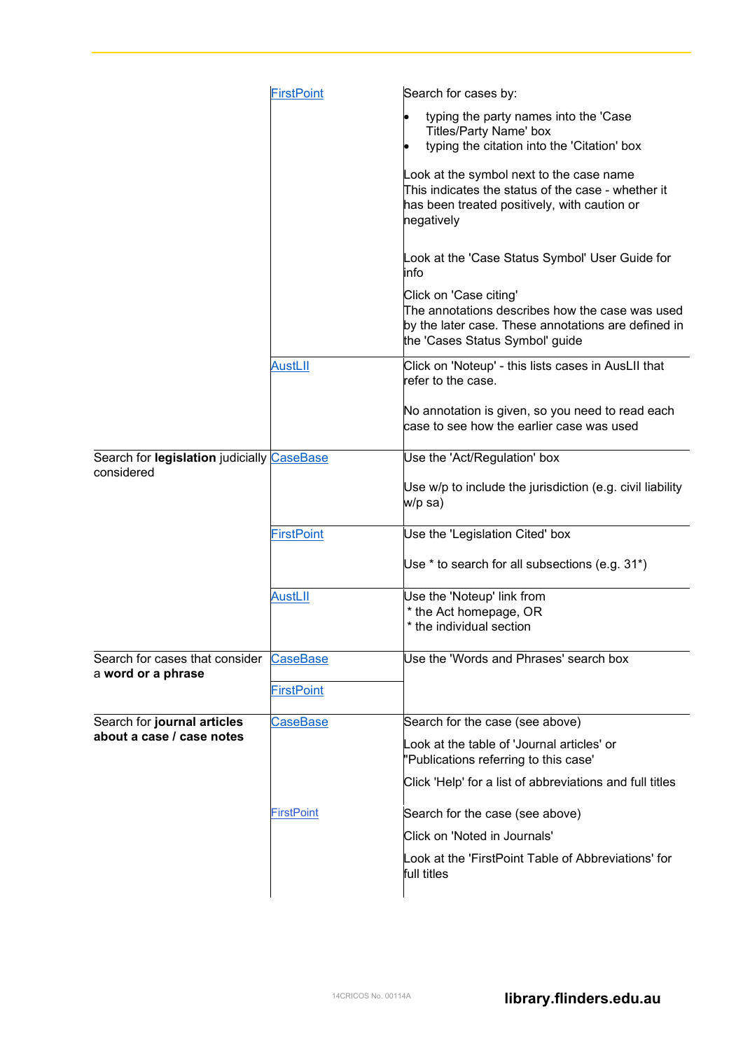| | | |
|---|---|---|
| | FirstPoint | Search for cases by:<br>• typing the party names into the 'Case Titles/Party Name' box<br>• typing the citation into the 'Citation' box<br><br>Look at the symbol next to the case name<br>This indicates the status of the case - whether it has been treated positively, with caution or negatively<br><br>Look at the 'Case Status Symbol' User Guide for info<br><br>Click on 'Case citing'<br>The annotations describes how the case was used by the later case. These annotations are defined in the 'Cases Status Symbol' guide |
| | AustLII | Click on 'Noteup' - this lists cases in AusLII that refer to the case.<br><br>No annotation is given, so you need to read each case to see how the earlier case was used |
| Search for **legislation** judicially considered | CaseBase | Use the 'Act/Regulation' box<br><br>Use w/p to include the jurisdiction (e.g. civil liability w/p sa) |
| | FirstPoint | Use the 'Legislation Cited' box<br><br>Use * to search for all subsections (e.g. 31*) |
| | AustLII | Use the 'Noteup' link from<br>* the Act homepage, OR<br>* the individual section |
| Search for cases that consider a **word or a phrase** | CaseBase<br><br>FirstPoint | Use the 'Words and Phrases' search box |
| Search for **journal articles about a case / case notes** | CaseBase | Search for the case (see above)<br><br>Look at the table of 'Journal articles' or "Publications referring to this case'<br><br>Click 'Help' for a list of abbreviations and full titles |
| | FirstPoint | Search for the case (see above)<br><br>Click on 'Noted in Journals'<br><br>Look at the 'FirstPoint Table of Abbreviations' for full titles |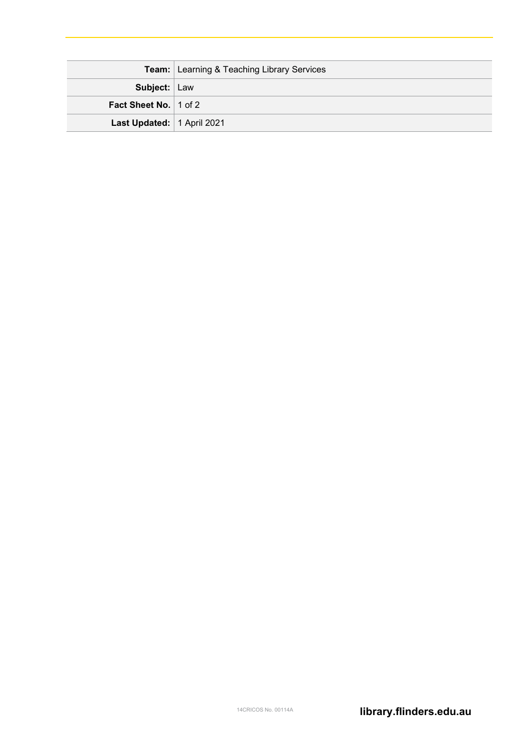| | |
|---|---|
| **Team:** | Learning & Teaching Library Services |
| **Subject:** | Law |
| **Fact Sheet No.** | 1 of 2 |
| **Last Updated:** | 1 April 2021 |

14CRICOS No. 00114A

**library.flinders.edu.au**